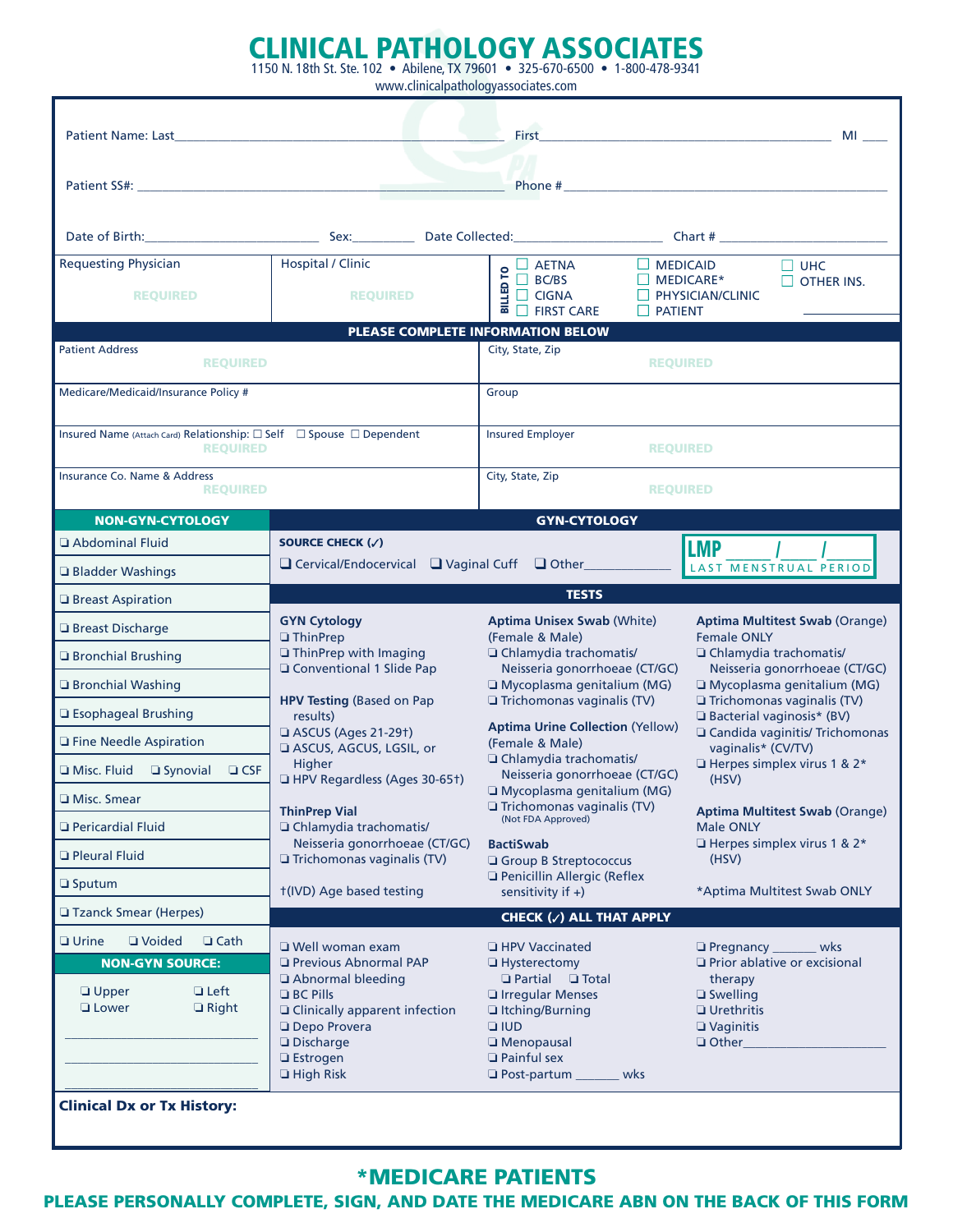# CLINICAL PATHOLOGY ASSOCIATES

1150 N. 18th St. Ste. 102 • Abilene, TX 79601 • 325-670-6500 • 1-800-478-9341

www.clinicalpathologyassociates.com

Patient Name: Last________________________ First________________________ MI ____

Patient SS#: ________________________ Phone # ________________________

Date of Birth:________________ Sex:________ Date Collected:________________ Chart # ________________

| Requesting Physician | Hospital / Clinic | BILLED TO |
|---|---|---|
| REQUIRED | REQUIRED | ☐ AETNA ☐ BC/BS ☐ CIGNA ☐ FIRST CARE ☐ MEDICAID ☐ MEDICARE* ☐ PHYSICIAN/CLINIC ☐ PATIENT ☐ UHC ☐ OTHER INS. ________ |

**PLEASE COMPLETE INFORMATION BELOW**

| | |
|---|---|
| Patient Address REQUIRED | City, State, Zip REQUIRED |
| Medicare/Medicaid/Insurance Policy # | Group |
| Insured Name (Attach Card) Relationship: ☐ Self ☐ Spouse ☐ Dependent REQUIRED | Insured Employer REQUIRED |
| Insurance Co. Name & Address REQUIRED | City, State, Zip REQUIRED |

## NON-GYN-CYTOLOGY

- ❑ Abdominal Fluid
- ❑ Bladder Washings
- ❑ Breast Aspiration
- ❑ Breast Discharge
- ❑ Bronchial Brushing
- ❑ Bronchial Washing
- ❑ Esophageal Brushing
- ❑ Fine Needle Aspiration
- ❑ Misc. Fluid ❑ Synovial ❑ CSF
- ❑ Misc. Smear
- ❑ Pericardial Fluid
- ❑ Pleural Fluid
- ❑ Sputum
- ❑ Tzanck Smear (Herpes)
- ❑ Urine ❑ Voided ❑ Cath

### NON-GYN SOURCE:

❑ Upper ❑ Left
❑ Lower ❑ Right

________________________

________________________

________________________

## GYN-CYTOLOGY

**SOURCE CHECK (✓)**

❑ Cervical/Endocervical ❑ Vaginal Cuff ❑ Other____________

**LMP** _____ / _____ / _____ LAST MENSTRUAL PERIOD

### TESTS

**GYN Cytology**
- ❑ ThinPrep
- ❑ ThinPrep with Imaging
- ❑ Conventional 1 Slide Pap

**HPV Testing** (Based on Pap results)
- ❑ ASCUS (Ages 21-29†)
- ❑ ASCUS, AGCUS, LGSIL, or Higher
- ❑ HPV Regardless (Ages 30-65†)

**ThinPrep Vial**
- ❑ Chlamydia trachomatis/ Neisseria gonorrhoeae (CT/GC)
- ❑ Trichomonas vaginalis (TV)

†(IVD) Age based testing

**Aptima Unisex Swab** (White) (Female & Male)
- ❑ Chlamydia trachomatis/ Neisseria gonorrhoeae (CT/GC)
- ❑ Mycoplasma genitalium (MG)
- ❑ Trichomonas vaginalis (TV)

**Aptima Urine Collection** (Yellow) (Female & Male)
- ❑ Chlamydia trachomatis/ Neisseria gonorrhoeae (CT/GC)
- ❑ Mycoplasma genitalium (MG)
- ❑ Trichomonas vaginalis (TV) (Not FDA Approved)

**BactiSwab**
- ❑ Group B Streptococcus
- ❑ Penicillin Allergic (Reflex sensitivity if +)

**Aptima Multitest Swab** (Orange) Female ONLY
- ❑ Chlamydia trachomatis/ Neisseria gonorrhoeae (CT/GC)
- ❑ Mycoplasma genitalium (MG)
- ❑ Trichomonas vaginalis (TV)
- ❑ Bacterial vaginosis* (BV)
- ❑ Candida vaginitis/ Trichomonas vaginalis* (CV/TV)
- ❑ Herpes simplex virus 1 & 2* (HSV)

**Aptima Multitest Swab** (Orange) Male ONLY
- ❑ Herpes simplex virus 1 & 2* (HSV)

*Aptima Multitest Swab ONLY

### CHECK (✓) ALL THAT APPLY

- ❑ Well woman exam
- ❑ Previous Abnormal PAP
- ❑ Abnormal bleeding
- ❑ BC Pills
- ❑ Clinically apparent infection
- ❑ Depo Provera
- ❑ Discharge
- ❑ Estrogen
- ❑ High Risk
- ❑ HPV Vaccinated
- ❑ Hysterectomy ❑ Partial ❑ Total
- ❑ Irregular Menses
- ❑ Itching/Burning
- ❑ IUD
- ❑ Menopausal
- ❑ Painful sex
- ❑ Post-partum _______ wks
- ❑ Pregnancy _______ wks
- ❑ Prior ablative or excisional therapy
- ❑ Swelling
- ❑ Urethritis
- ❑ Vaginitis
- ❑ Other____________________

**Clinical Dx or Tx History:**

## *MEDICARE PATIENTS

**PLEASE PERSONALLY COMPLETE, SIGN, AND DATE THE MEDICARE ABN ON THE BACK OF THIS FORM**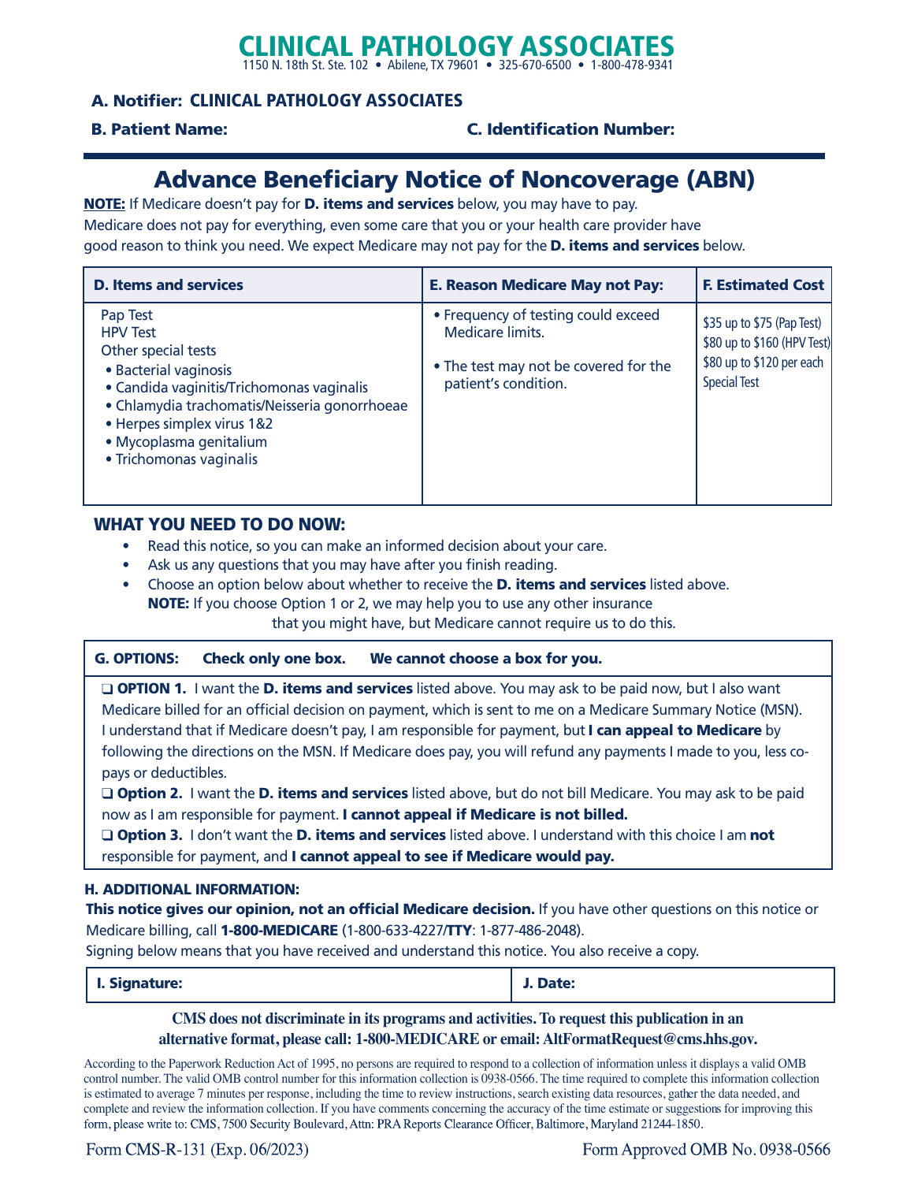# CLINICAL PATHOLOGY ASSOCIATES

1150 N. 18th St. Ste. 102 • Abilene, TX 79601 • 325-670-6500 • 1-800-478-9341

**A. Notifier: CLINICAL PATHOLOGY ASSOCIATES**

**B. Patient Name:** **C. Identification Number:**

## Advance Beneficiary Notice of Noncoverage (ABN)

**NOTE:** If Medicare doesn't pay for **D. items and services** below, you may have to pay.
Medicare does not pay for everything, even some care that you or your health care provider have good reason to think you need. We expect Medicare may not pay for the **D. items and services** below.

| D. Items and services | E. Reason Medicare May not Pay: | F. Estimated Cost |
|---|---|---|
| Pap Test<br>HPV Test<br>Other special tests<br>• Bacterial vaginosis<br>• Candida vaginitis/Trichomonas vaginalis<br>• Chlamydia trachomatis/Neisseria gonorrhoeae<br>• Herpes simplex virus 1&2<br>• Mycoplasma genitalium<br>• Trichomonas vaginalis | • Frequency of testing could exceed Medicare limits.<br>• The test may not be covered for the patient's condition. | \$35 up to \$75 (Pap Test)<br>\$80 up to \$160 (HPV Test)<br>\$80 up to \$120 per each Special Test |

### WHAT YOU NEED TO DO NOW:

- Read this notice, so you can make an informed decision about your care.
- Ask us any questions that you may have after you finish reading.
- Choose an option below about whether to receive the **D. items and services** listed above.
  **NOTE:** If you choose Option 1 or 2, we may help you to use any other insurance that you might have, but Medicare cannot require us to do this.

**G. OPTIONS: Check only one box. We cannot choose a box for you.**

❑ **OPTION 1.** I want the **D. items and services** listed above. You may ask to be paid now, but I also want Medicare billed for an official decision on payment, which is sent to me on a Medicare Summary Notice (MSN). I understand that if Medicare doesn't pay, I am responsible for payment, but **I can appeal to Medicare** by following the directions on the MSN. If Medicare does pay, you will refund any payments I made to you, less co-pays or deductibles.

❑ **Option 2.** I want the **D. items and services** listed above, but do not bill Medicare. You may ask to be paid now as I am responsible for payment. **I cannot appeal if Medicare is not billed.**

❑ **Option 3.** I don't want the **D. items and services** listed above. I understand with this choice I am **not** responsible for payment, and **I cannot appeal to see if Medicare would pay.**

**H. ADDITIONAL INFORMATION:**

**This notice gives our opinion, not an official Medicare decision.** If you have other questions on this notice or Medicare billing, call **1-800-MEDICARE** (1-800-633-4227/**TTY**: 1-877-486-2048).
Signing below means that you have received and understand this notice. You also receive a copy.

| I. Signature: | J. Date: |
|---|---|

**CMS does not discriminate in its programs and activities. To request this publication in an alternative format, please call: 1-800-MEDICARE or email: AltFormatRequest@cms.hhs.gov.**

According to the Paperwork Reduction Act of 1995, no persons are required to respond to a collection of information unless it displays a valid OMB control number. The valid OMB control number for this information collection is 0938-0566. The time required to complete this information collection is estimated to average 7 minutes per response, including the time to review instructions, search existing data resources, gather the data needed, and complete and review the information collection. If you have comments concerning the accuracy of the time estimate or suggestions for improving this form, please write to: CMS, 7500 Security Boulevard, Attn: PRA Reports Clearance Officer, Baltimore, Maryland 21244-1850.

Form CMS-R-131 (Exp. 06/2023) Form Approved OMB No. 0938-0566